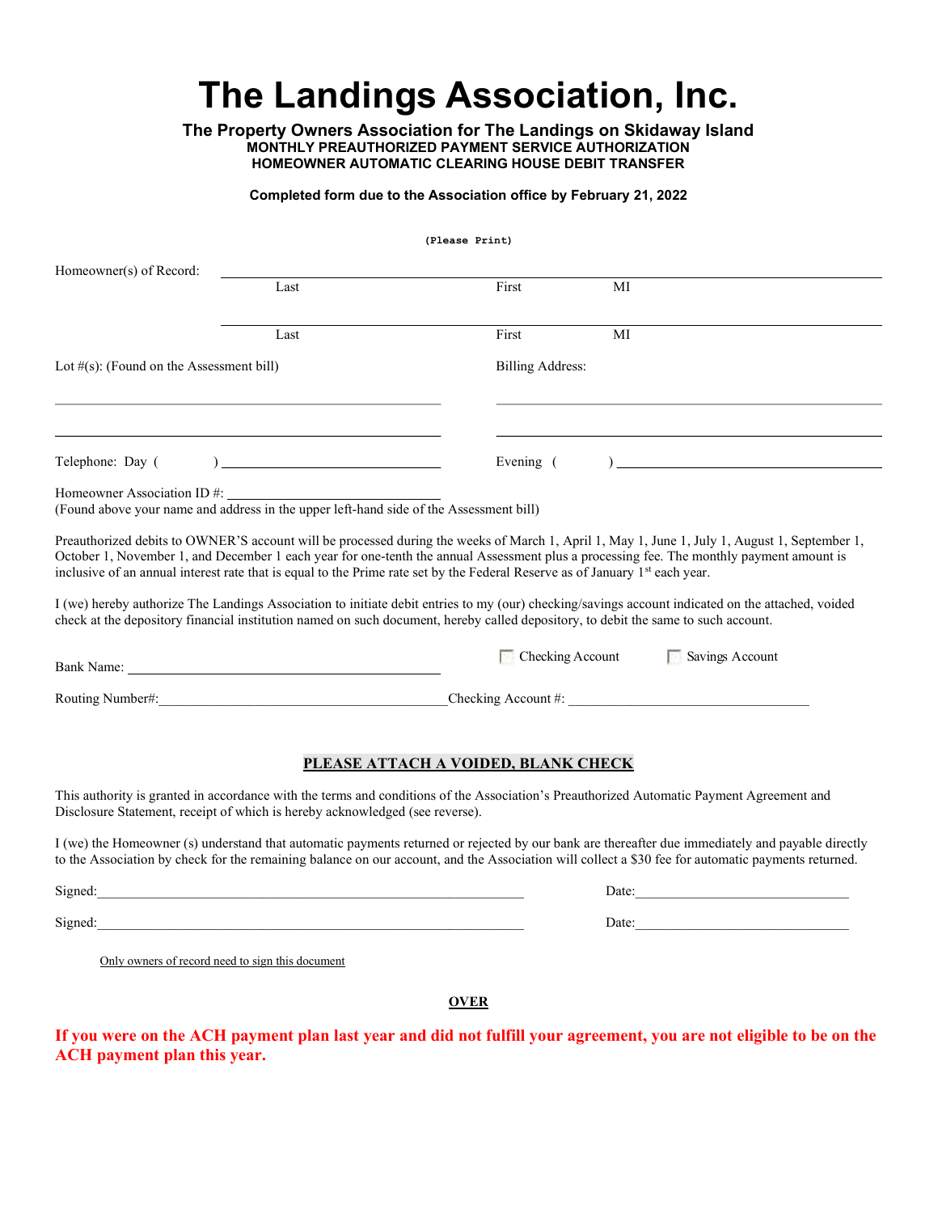# The Landings Association, Inc.

### The Property Owners Association for The Landings on Skidaway Island

**MONTHLY PREAUTHORIZED PAYMENT SERVICE AUTHORIZATION**
**HOMEOWNER AUTOMATIC CLEARING HOUSE DEBIT TRANSFER**

**Completed form due to the Association office by February 21, 2022**

**(Please Print)**

Homeowner(s) of Record: ______________________________________________
Last First MI

______________________________________________
Last First MI

Lot #(s): (Found on the Assessment bill) Billing Address:

______________________________ ______________________________

______________________________ ______________________________

Telephone: Day ( ) ____________________ Evening ( ) ____________________

Homeowner Association ID #: ____________________
(Found above your name and address in the upper left-hand side of the Assessment bill)

Preauthorized debits to OWNER'S account will be processed during the weeks of March 1, April 1, May 1, June 1, July 1, August 1, September 1, October 1, November 1, and December 1 each year for one-tenth the annual Assessment plus a processing fee. The monthly payment amount is inclusive of an annual interest rate that is equal to the Prime rate set by the Federal Reserve as of January 1st each year.

I (we) hereby authorize The Landings Association to initiate debit entries to my (our) checking/savings account indicated on the attached, voided check at the depository financial institution named on such document, hereby called depository, to debit the same to such account.

Bank Name: ______________________________ ☐ Checking Account ☐ Savings Account

Routing Number#: ______________________________ Checking Account #: ______________________________

**PLEASE ATTACH A VOIDED, BLANK CHECK**

This authority is granted in accordance with the terms and conditions of the Association's Preauthorized Automatic Payment Agreement and Disclosure Statement, receipt of which is hereby acknowledged (see reverse).

I (we) the Homeowner (s) understand that automatic payments returned or rejected by our bank are thereafter due immediately and payable directly to the Association by check for the remaining balance on our account, and the Association will collect a $30 fee for automatic payments returned.

Signed: ____________________________________________ Date: ____________________

Signed: ____________________________________________ Date: ____________________

Only owners of record need to sign this document

**OVER**

**If you were on the ACH payment plan last year and did not fulfill your agreement, you are not eligible to be on the ACH payment plan this year.**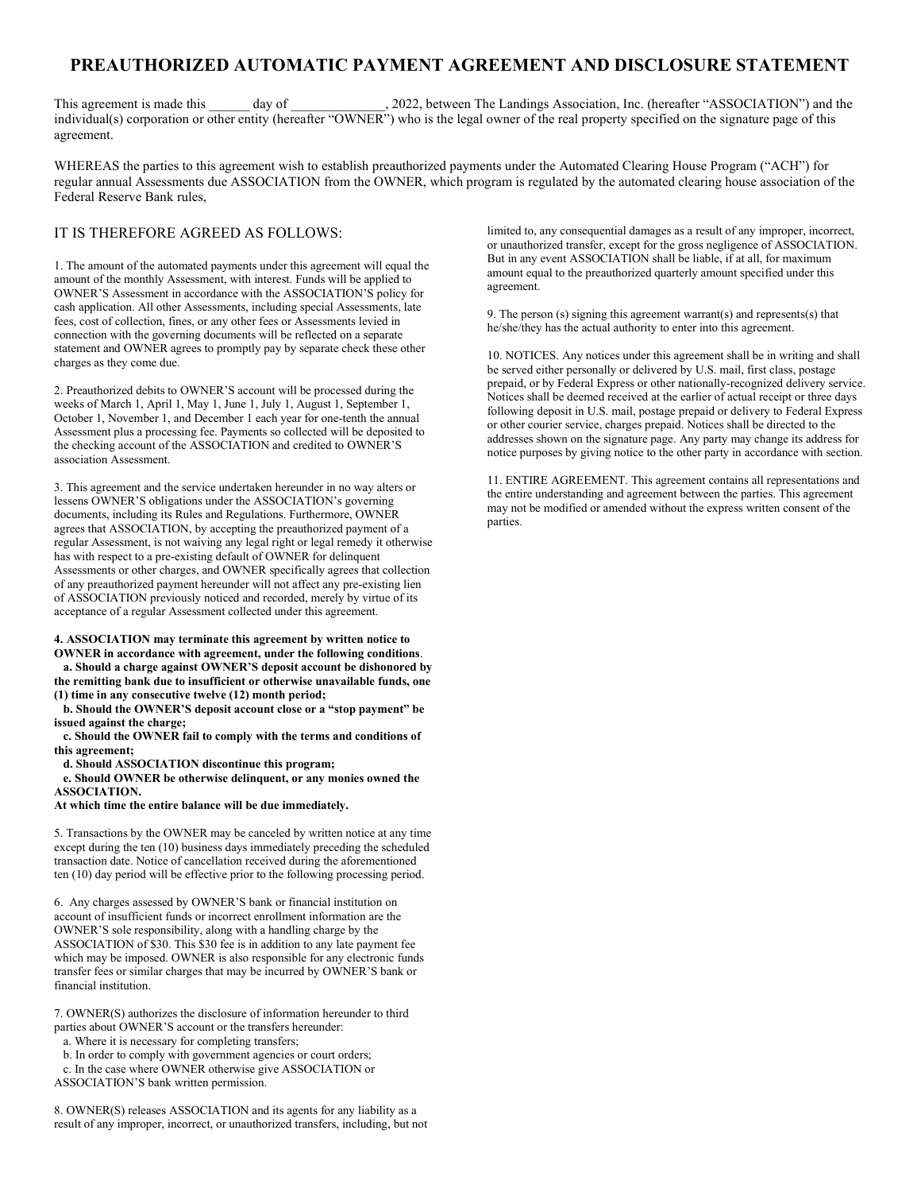# PREAUTHORIZED AUTOMATIC PAYMENT AGREEMENT AND DISCLOSURE STATEMENT

This agreement is made this ______ day of ______________, 2022, between The Landings Association, Inc. (hereafter "ASSOCIATION") and the individual(s) corporation or other entity (hereafter "OWNER") who is the legal owner of the real property specified on the signature page of this agreement.

WHEREAS the parties to this agreement wish to establish preauthorized payments under the Automated Clearing House Program ("ACH") for regular annual Assessments due ASSOCIATION from the OWNER, which program is regulated by the automated clearing house association of the Federal Reserve Bank rules,

IT IS THEREFORE AGREED AS FOLLOWS:

1. The amount of the automated payments under this agreement will equal the amount of the monthly Assessment, with interest. Funds will be applied to OWNER'S Assessment in accordance with the ASSOCIATION'S policy for cash application. All other Assessments, including special Assessments, late fees, cost of collection, fines, or any other fees or Assessments levied in connection with the governing documents will be reflected on a separate statement and OWNER agrees to promptly pay by separate check these other charges as they come due.

2. Preauthorized debits to OWNER'S account will be processed during the weeks of March 1, April 1, May 1, June 1, July 1, August 1, September 1, October 1, November 1, and December 1 each year for one-tenth the annual Assessment plus a processing fee. Payments so collected will be deposited to the checking account of the ASSOCIATION and credited to OWNER'S association Assessment.

3. This agreement and the service undertaken hereunder in no way alters or lessens OWNER'S obligations under the ASSOCIATION's governing documents, including its Rules and Regulations. Furthermore, OWNER agrees that ASSOCIATION, by accepting the preauthorized payment of a regular Assessment, is not waiving any legal right or legal remedy it otherwise has with respect to a pre-existing default of OWNER for delinquent Assessments or other charges, and OWNER specifically agrees that collection of any preauthorized payment hereunder will not affect any pre-existing lien of ASSOCIATION previously noticed and recorded, merely by virtue of its acceptance of a regular Assessment collected under this agreement.

**4. ASSOCIATION may terminate this agreement by written notice to OWNER in accordance with agreement, under the following conditions.**

**a. Should a charge against OWNER'S deposit account be dishonored by the remitting bank due to insufficient or otherwise unavailable funds, one (1) time in any consecutive twelve (12) month period;**

**b. Should the OWNER'S deposit account close or a "stop payment" be issued against the charge;**

**c. Should the OWNER fail to comply with the terms and conditions of this agreement;**

**d. Should ASSOCIATION discontinue this program;**

**e. Should OWNER be otherwise delinquent, or any monies owned the ASSOCIATION.**

**At which time the entire balance will be due immediately.**

5. Transactions by the OWNER may be canceled by written notice at any time except during the ten (10) business days immediately preceding the scheduled transaction date. Notice of cancellation received during the aforementioned ten (10) day period will be effective prior to the following processing period.

6. Any charges assessed by OWNER'S bank or financial institution on account of insufficient funds or incorrect enrollment information are the OWNER'S sole responsibility, along with a handling charge by the ASSOCIATION of $30. This $30 fee is in addition to any late payment fee which may be imposed. OWNER is also responsible for any electronic funds transfer fees or similar charges that may be incurred by OWNER'S bank or financial institution.

7. OWNER(S) authorizes the disclosure of information hereunder to third parties about OWNER'S account or the transfers hereunder:

a. Where it is necessary for completing transfers;

b. In order to comply with government agencies or court orders;

c. In the case where OWNER otherwise give ASSOCIATION or ASSOCIATION'S bank written permission.

8. OWNER(S) releases ASSOCIATION and its agents for any liability as a result of any improper, incorrect, or unauthorized transfers, including, but not limited to, any consequential damages as a result of any improper, incorrect, or unauthorized transfer, except for the gross negligence of ASSOCIATION. But in any event ASSOCIATION shall be liable, if at all, for maximum amount equal to the preauthorized quarterly amount specified under this agreement.

9. The person (s) signing this agreement warrant(s) and represents(s) that he/she/they has the actual authority to enter into this agreement.

10. NOTICES. Any notices under this agreement shall be in writing and shall be served either personally or delivered by U.S. mail, first class, postage prepaid, or by Federal Express or other nationally-recognized delivery service. Notices shall be deemed received at the earlier of actual receipt or three days following deposit in U.S. mail, postage prepaid or delivery to Federal Express or other courier service, charges prepaid. Notices shall be directed to the addresses shown on the signature page. Any party may change its address for notice purposes by giving notice to the other party in accordance with section.

11. ENTIRE AGREEMENT. This agreement contains all representations and the entire understanding and agreement between the parties. This agreement may not be modified or amended without the express written consent of the parties.